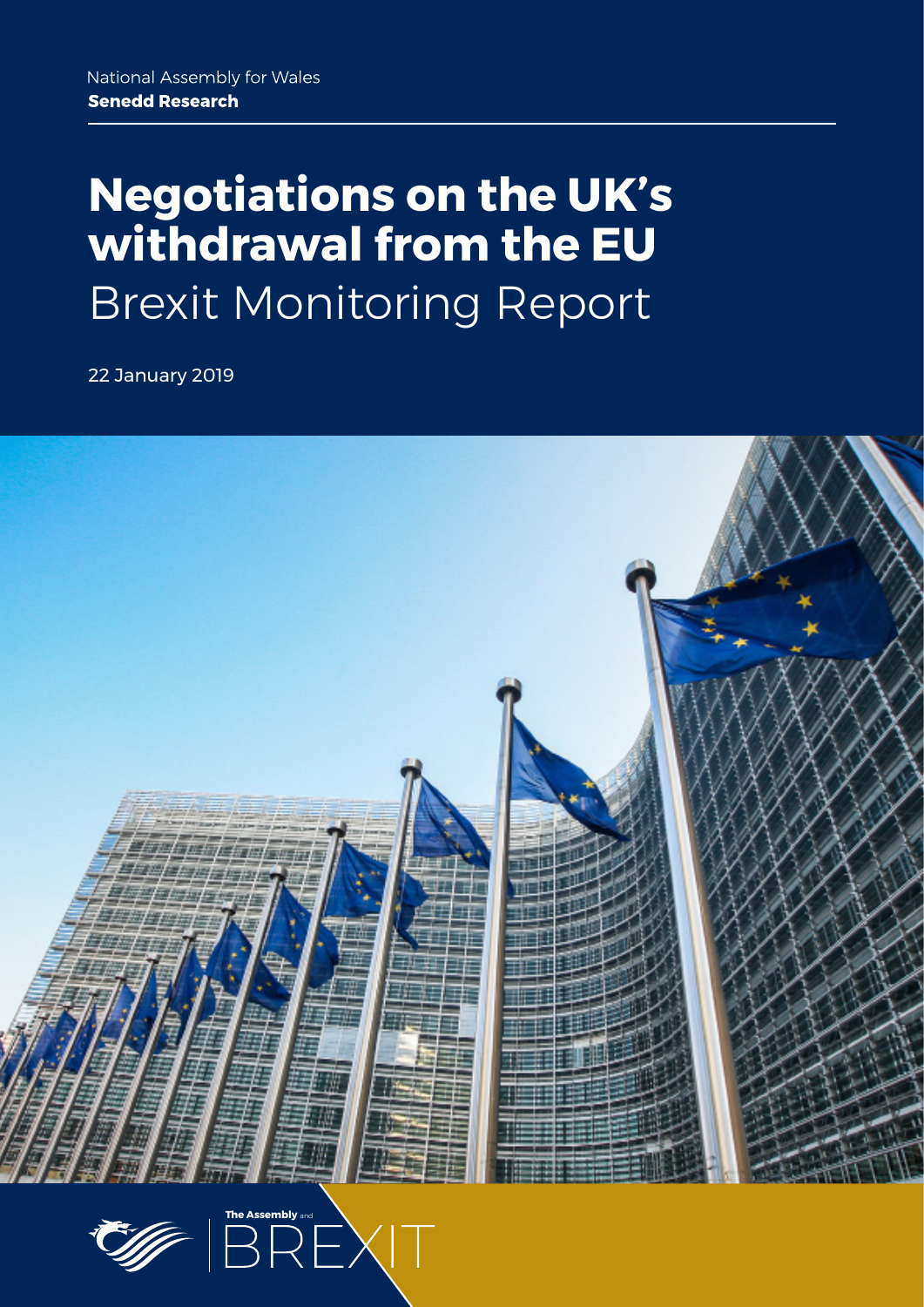National Assembly for Wales
**Senedd Research**

# Negotiations on the UK's withdrawal from the EU

## Brexit Monitoring Report

22 January 2019

**The Assembly** and BREXIT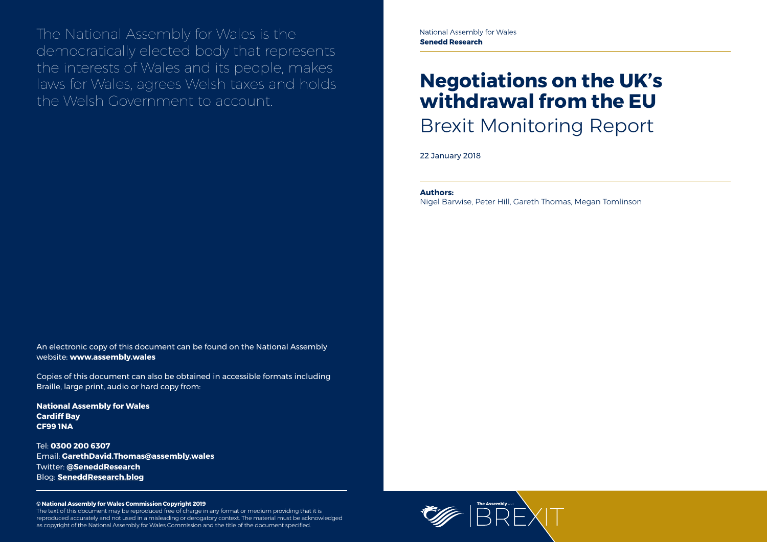The National Assembly for Wales is the democratically elected body that represents the interests of Wales and its people, makes laws for Wales, agrees Welsh taxes and holds the Welsh Government to account.

An electronic copy of this document can be found on the National Assembly website: **www.assembly.wales**

Copies of this document can also be obtained in accessible formats including Braille, large print, audio or hard copy from:

**National Assembly for Wales**
**Cardiff Bay**
**CF99 1NA**

Tel: **0300 200 6307**
Email: **GarethDavid.Thomas@assembly.wales**
Twitter: **@SeneddResearch**
Blog: **SeneddResearch.blog**

**© National Assembly for Wales Commission Copyright 2019**

The text of this document may be reproduced free of charge in any format or medium providing that it is reproduced accurately and not used in a misleading or derogatory context. The material must be acknowledged as copyright of the National Assembly for Wales Commission and the title of the document specified.

National Assembly for Wales
**Senedd Research**

# Negotiations on the UK's withdrawal from the EU

## Brexit Monitoring Report

22 January 2018

**Authors:**
Nigel Barwise, Peter Hill, Gareth Thomas, Megan Tomlinson

The Assembly and BREXIT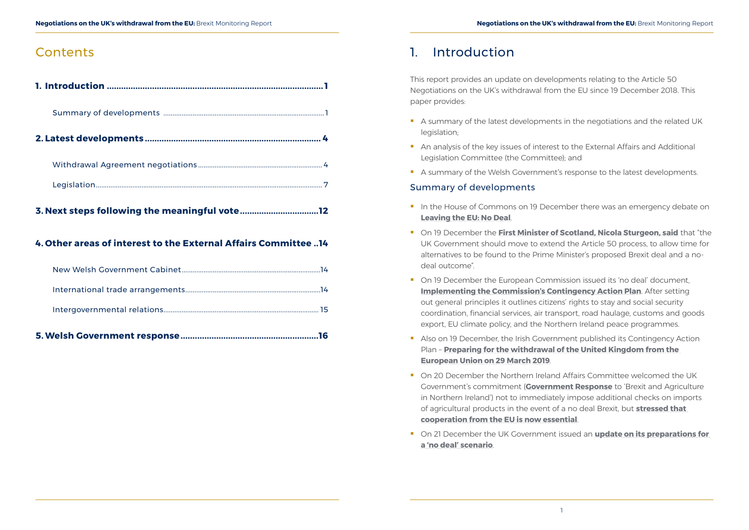# Contents

**1. Introduction .......................................................................................... 1**

Summary of developments ........................................................................................ 1

**2. Latest developments .......................................................................... 4**

Withdrawal Agreement negotiations .................................................................... 4

Legislation ............................................................................................................................ 7

**3. Next steps following the meaningful vote ................................. 12**

**4. Other areas of interest to the External Affairs Committee .. 14**

New Welsh Government Cabinet ............................................................................ 14

International trade arrangements .......................................................................... 14

Intergovernmental relations .................................................................................... 15

**5. Welsh Government response ......................................................... 16**

# 1. Introduction

This report provides an update on developments relating to the Article 50 Negotiations on the UK's withdrawal from the EU since 19 December 2018. This paper provides:

- A summary of the latest developments in the negotiations and the related UK legislation;
- An analysis of the key issues of interest to the External Affairs and Additional Legislation Committee (the Committee); and
- A summary of the Welsh Government's response to the latest developments.

## Summary of developments

- In the House of Commons on 19 December there was an emergency debate on **Leaving the EU: No Deal**.
- On 19 December the **First Minister of Scotland, Nicola Sturgeon, said** that "the UK Government should move to extend the Article 50 process, to allow time for alternatives to be found to the Prime Minister's proposed Brexit deal and a no-deal outcome".
- On 19 December the European Commission issued its 'no deal' document, **Implementing the Commission's Contingency Action Plan**. After setting out general principles it outlines citizens' rights to stay and social security coordination, financial services, air transport, road haulage, customs and goods export, EU climate policy, and the Northern Ireland peace programmes.
- Also on 19 December, the Irish Government published its Contingency Action Plan – **Preparing for the withdrawal of the United Kingdom from the European Union on 29 March 2019**.
- On 20 December the Northern Ireland Affairs Committee welcomed the UK Government's commitment (**Government Response** to 'Brexit and Agriculture in Northern Ireland') not to immediately impose additional checks on imports of agricultural products in the event of a no deal Brexit, but **stressed that cooperation from the EU is now essential**.
- On 21 December the UK Government issued an **update on its preparations for a 'no deal' scenario**.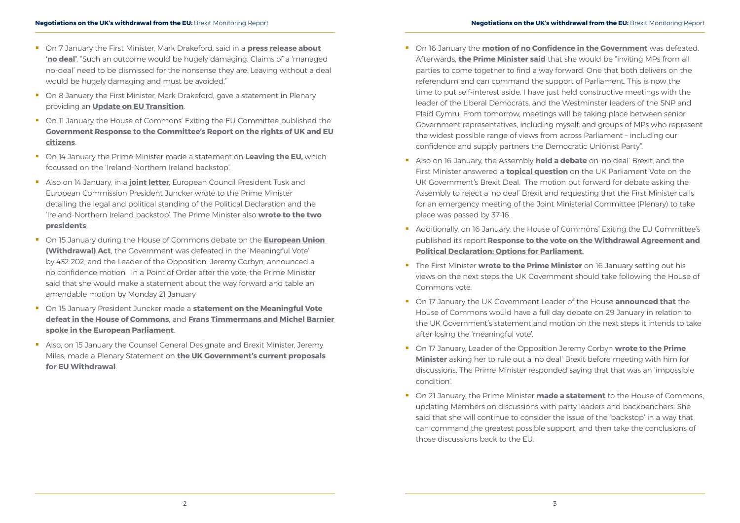- On 7 January the First Minister, Mark Drakeford, said in a **press release about 'no deal'**, "Such an outcome would be hugely damaging. Claims of a 'managed no-deal' need to be dismissed for the nonsense they are. Leaving without a deal would be hugely damaging and must be avoided."
- On 8 January the First Minister, Mark Drakeford, gave a statement in Plenary providing an **Update on EU Transition**.
- On 11 January the House of Commons' Exiting the EU Committee published the **Government Response to the Committee's Report on the rights of UK and EU citizens**.
- On 14 January the Prime Minister made a statement on **Leaving the EU,** which focussed on the 'Ireland-Northern Ireland backstop'.
- Also on 14 January, in a **joint letter**, European Council President Tusk and European Commission President Juncker wrote to the Prime Minister detailing the legal and political standing of the Political Declaration and the 'Ireland-Northern Ireland backstop'. The Prime Minister also **wrote to the two presidents**.
- On 15 January during the House of Commons debate on the **European Union (Withdrawal) Act**, the Government was defeated in the 'Meaningful Vote' by 432-202, and the Leader of the Opposition, Jeremy Corbyn, announced a no confidence motion. In a Point of Order after the vote, the Prime Minister said that she would make a statement about the way forward and table an amendable motion by Monday 21 January
- On 15 January President Juncker made a **statement on the Meaningful Vote defeat in the House of Commons**, and **Frans Timmermans and Michel Barnier spoke in the European Parliament**.
- Also, on 15 January the Counsel General Designate and Brexit Minister, Jeremy Miles, made a Plenary Statement on **the UK Government's current proposals for EU Withdrawal**.
- On 16 January the **motion of no Confidence in the Government** was defeated. Afterwards, **the Prime Minister said** that she would be "inviting MPs from all parties to come together to find a way forward. One that both delivers on the referendum and can command the support of Parliament. This is now the time to put self-interest aside. I have just held constructive meetings with the leader of the Liberal Democrats, and the Westminster leaders of the SNP and Plaid Cymru. From tomorrow, meetings will be taking place between senior Government representatives, including myself, and groups of MPs who represent the widest possible range of views from across Parliament – including our confidence and supply partners the Democratic Unionist Party".
- Also on 16 January, the Assembly **held a debate** on 'no deal' Brexit, and the First Minister answered a **topical question** on the UK Parliament Vote on the UK Government's Brexit Deal. The motion put forward for debate asking the Assembly to reject a 'no deal' Brexit and requesting that the First Minister calls for an emergency meeting of the Joint Ministerial Committee (Plenary) to take place was passed by 37-16.
- Additionally, on 16 January, the House of Commons' Exiting the EU Committee's published its report **Response to the vote on the Withdrawal Agreement and Political Declaration: Options for Parliament.**
- The First Minister **wrote to the Prime Minister** on 16 January setting out his views on the next steps the UK Government should take following the House of Commons vote.
- On 17 January the UK Government Leader of the House **announced that** the House of Commons would have a full day debate on 29 January in relation to the UK Government's statement and motion on the next steps it intends to take after losing the 'meaningful vote'.
- On 17 January, Leader of the Opposition Jeremy Corbyn **wrote to the Prime Minister** asking her to rule out a 'no deal' Brexit before meeting with him for discussions. The Prime Minister responded saying that that was an 'impossible condition'.
- On 21 January, the Prime Minister **made a statement** to the House of Commons, updating Members on discussions with party leaders and backbenchers. She said that she will continue to consider the issue of the 'backstop' in a way that can command the greatest possible support, and then take the conclusions of those discussions back to the EU.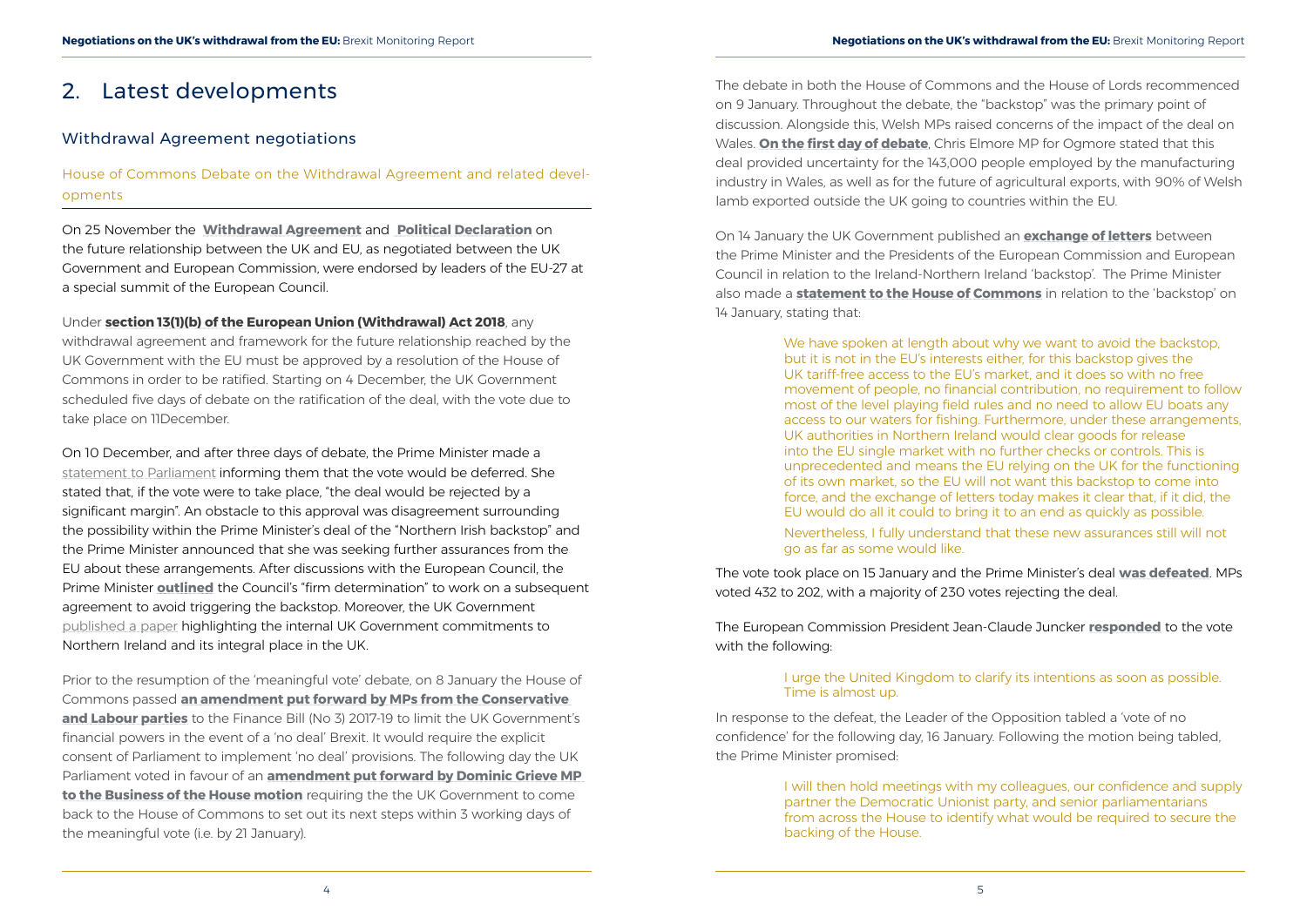## 2. Latest developments

### Withdrawal Agreement negotiations

#### House of Commons Debate on the Withdrawal Agreement and related developments

On 25 November the **Withdrawal Agreement** and **Political Declaration** on the future relationship between the UK and EU, as negotiated between the UK Government and European Commission, were endorsed by leaders of the EU-27 at a special summit of the European Council.

Under **section 13(1)(b) of the European Union (Withdrawal) Act 2018**, any withdrawal agreement and framework for the future relationship reached by the UK Government with the EU must be approved by a resolution of the House of Commons in order to be ratified. Starting on 4 December, the UK Government scheduled five days of debate on the ratification of the deal, with the vote due to take place on 11December.

On 10 December, and after three days of debate, the Prime Minister made a statement to Parliament informing them that the vote would be deferred. She stated that, if the vote were to take place, "the deal would be rejected by a significant margin". An obstacle to this approval was disagreement surrounding the possibility within the Prime Minister's deal of the "Northern Irish backstop" and the Prime Minister announced that she was seeking further assurances from the EU about these arrangements. After discussions with the European Council, the Prime Minister **outlined** the Council's "firm determination" to work on a subsequent agreement to avoid triggering the backstop. Moreover, the UK Government published a paper highlighting the internal UK Government commitments to Northern Ireland and its integral place in the UK.

Prior to the resumption of the 'meaningful vote' debate, on 8 January the House of Commons passed **an amendment put forward by MPs from the Conservative and Labour parties** to the Finance Bill (No 3) 2017-19 to limit the UK Government's financial powers in the event of a 'no deal' Brexit. It would require the explicit consent of Parliament to implement 'no deal' provisions. The following day the UK Parliament voted in favour of an **amendment put forward by Dominic Grieve MP to the Business of the House motion** requiring the the UK Government to come back to the House of Commons to set out its next steps within 3 working days of the meaningful vote (i.e. by 21 January).

The debate in both the House of Commons and the House of Lords recommenced on 9 January. Throughout the debate, the "backstop" was the primary point of discussion. Alongside this, Welsh MPs raised concerns of the impact of the deal on Wales. **On the first day of debate**, Chris Elmore MP for Ogmore stated that this deal provided uncertainty for the 143,000 people employed by the manufacturing industry in Wales, as well as for the future of agricultural exports, with 90% of Welsh lamb exported outside the UK going to countries within the EU.

On 14 January the UK Government published an **exchange of letters** between the Prime Minister and the Presidents of the European Commission and European Council in relation to the Ireland-Northern Ireland 'backstop'. The Prime Minister also made a **statement to the House of Commons** in relation to the 'backstop' on 14 January, stating that:

> We have spoken at length about why we want to avoid the backstop, but it is not in the EU's interests either, for this backstop gives the UK tariff-free access to the EU's market, and it does so with no free movement of people, no financial contribution, no requirement to follow most of the level playing field rules and no need to allow EU boats any access to our waters for fishing. Furthermore, under these arrangements, UK authorities in Northern Ireland would clear goods for release into the EU single market with no further checks or controls. This is unprecedented and means the EU relying on the UK for the functioning of its own market, so the EU will not want this backstop to come into force, and the exchange of letters today makes it clear that, if it did, the EU would do all it could to bring it to an end as quickly as possible.
>
> Nevertheless, I fully understand that these new assurances still will not go as far as some would like.

The vote took place on 15 January and the Prime Minister's deal **was defeated**. MPs voted 432 to 202, with a majority of 230 votes rejecting the deal.

The European Commission President Jean-Claude Juncker **responded** to the vote with the following:

> I urge the United Kingdom to clarify its intentions as soon as possible. Time is almost up.

In response to the defeat, the Leader of the Opposition tabled a 'vote of no confidence' for the following day, 16 January. Following the motion being tabled, the Prime Minister promised:

> I will then hold meetings with my colleagues, our confidence and supply partner the Democratic Unionist party, and senior parliamentarians from across the House to identify what would be required to secure the backing of the House.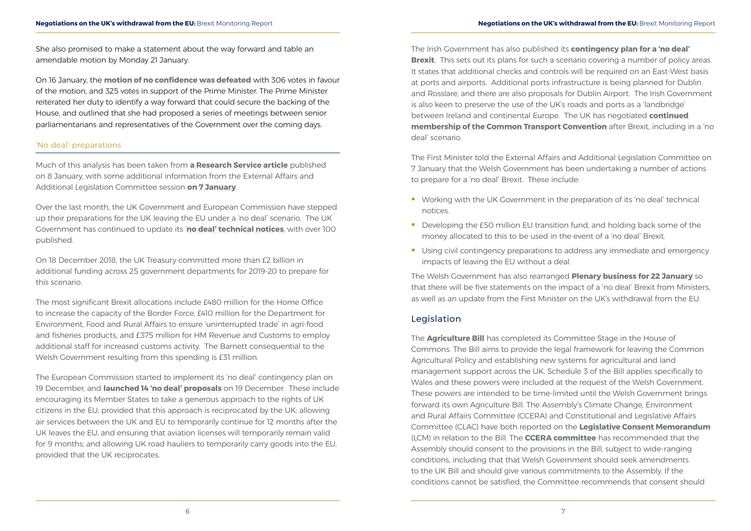She also promised to make a statement about the way forward and table an amendable motion by Monday 21 January.

On 16 January, the **motion of no confidence was defeated** with 306 votes in favour of the motion, and 325 votes in support of the Prime Minister. The Prime Minister reiterated her duty to identify a way forward that could secure the backing of the House, and outlined that she had proposed a series of meetings between senior parliamentarians and representatives of the Government over the coming days.

### 'No deal' preparations

Much of this analysis has been taken from **a Research Service article** published on 8 January, with some additional information from the External Affairs and Additional Legislation Committee session **on 7 January**.

Over the last month, the UK Government and European Commission have stepped up their preparations for the UK leaving the EU under a 'no deal' scenario. The UK Government has continued to update its '**no deal' technical notices**, with over 100 published.

On 18 December 2018, the UK Treasury committed more than £2 billion in additional funding across 25 government departments for 2019-20 to prepare for this scenario.

The most significant Brexit allocations include £480 million for the Home Office to increase the capacity of the Border Force, £410 million for the Department for Environment, Food and Rural Affairs to ensure 'uninterrupted trade' in agri-food and fisheries products, and £375 million for HM Revenue and Customs to employ additional staff for increased customs activity. The Barnett consequential to the Welsh Government resulting from this spending is £31 million.

The European Commission started to implement its 'no deal' contingency plan on 19 December, and **launched 14 'no deal' proposals** on 19 December. These include encouraging its Member States to take a generous approach to the rights of UK citizens in the EU, provided that this approach is reciprocated by the UK; allowing air services between the UK and EU to temporarily continue for 12 months after the UK leaves the EU, and ensuring that aviation licenses will temporarily remain valid for 9 months; and allowing UK road hauliers to temporarily carry goods into the EU, provided that the UK reciprocates.

The Irish Government has also published its **contingency plan for a 'no deal' Brexit**. This sets out its plans for such a scenario covering a number of policy areas. It states that additional checks and controls will be required on an East-West basis at ports and airports. Additional ports infrastructure is being planned for Dublin and Rosslare, and there are also proposals for Dublin Airport. The Irish Government is also keen to preserve the use of the UK's roads and ports as a 'landbridge' between Ireland and continental Europe. The UK has negotiated **continued membership of the Common Transport Convention** after Brexit, including in a 'no deal' scenario.

The First Minister told the External Affairs and Additional Legislation Committee on 7 January that the Welsh Government has been undertaking a number of actions to prepare for a 'no deal' Brexit. These include:

- Working with the UK Government in the preparation of its 'no deal' technical notices.
- Developing the £50 million EU transition fund, and holding back some of the money allocated to this to be used in the event of a 'no deal' Brexit.
- Using civil contingency preparations to address any immediate and emergency impacts of leaving the EU without a deal.

The Welsh Government has also rearranged **Plenary business for 22 January** so that there will be five statements on the impact of a 'no deal' Brexit from Ministers, as well as an update from the First Minister on the UK's withdrawal from the EU.

## Legislation

The **Agriculture Bill** has completed its Committee Stage in the House of Commons. The Bill aims to provide the legal framework for leaving the Common Agricultural Policy and establishing new systems for agricultural and land management support across the UK. Schedule 3 of the Bill applies specifically to Wales and these powers were included at the request of the Welsh Government. These powers are intended to be time-limited until the Welsh Government brings forward its own Agriculture Bill. The Assembly's Climate Change, Environment and Rural Affairs Committee (CCERA) and Constitutional and Legislative Affairs Committee (CLAC) have both reported on the **Legislative Consent Memorandum** (LCM) in relation to the Bill. The **CCERA committee** has recommended that the Assembly should consent to the provisions in the Bill, subject to wide-ranging conditions, including that that Welsh Government should seek amendments to the UK Bill and should give various commitments to the Assembly. If the conditions cannot be satisfied, the Committee recommends that consent should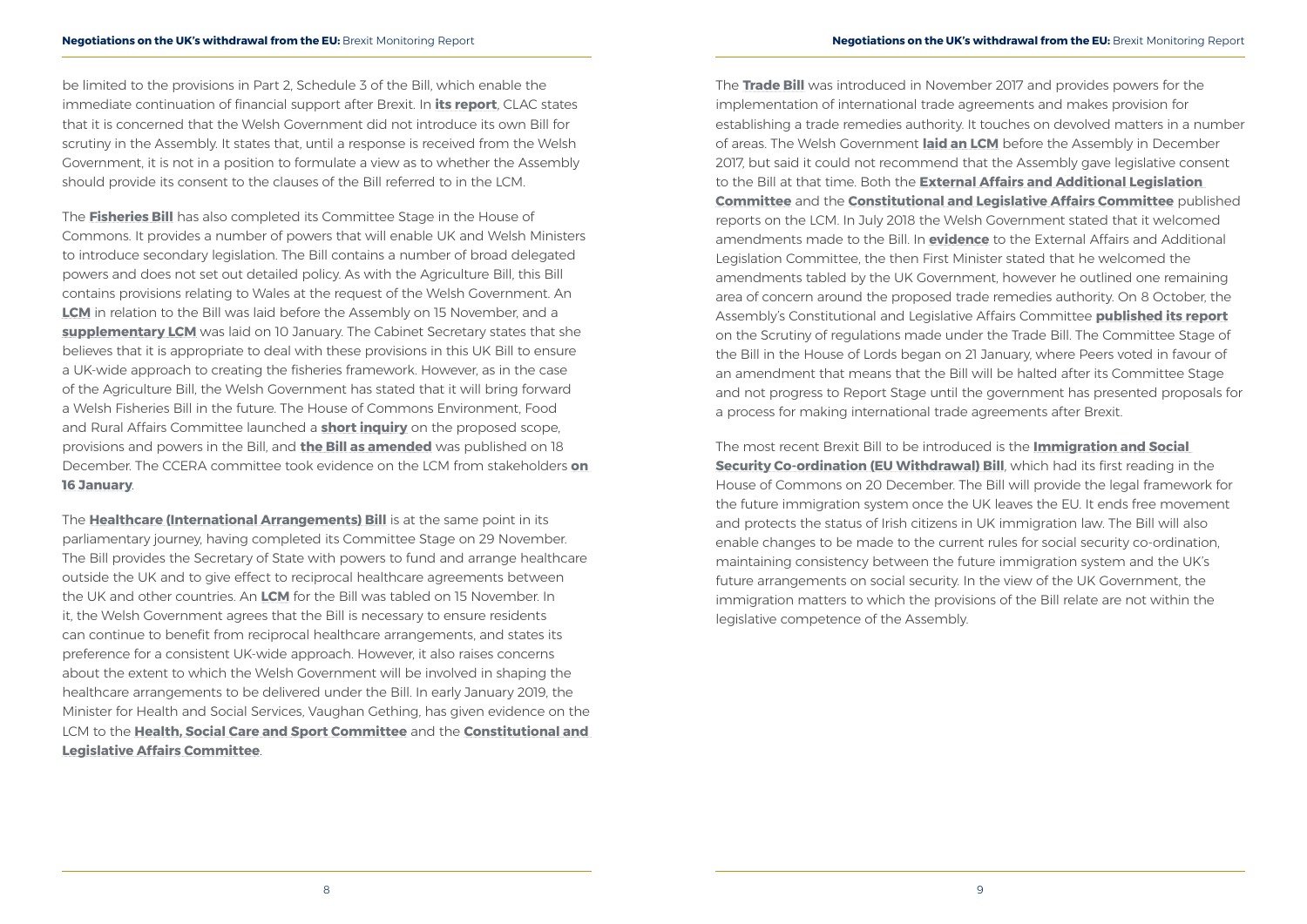be limited to the provisions in Part 2, Schedule 3 of the Bill, which enable the immediate continuation of financial support after Brexit. In **its report**, CLAC states that it is concerned that the Welsh Government did not introduce its own Bill for scrutiny in the Assembly. It states that, until a response is received from the Welsh Government, it is not in a position to formulate a view as to whether the Assembly should provide its consent to the clauses of the Bill referred to in the LCM.

The **Fisheries Bill** has also completed its Committee Stage in the House of Commons. It provides a number of powers that will enable UK and Welsh Ministers to introduce secondary legislation. The Bill contains a number of broad delegated powers and does not set out detailed policy. As with the Agriculture Bill, this Bill contains provisions relating to Wales at the request of the Welsh Government. An **LCM** in relation to the Bill was laid before the Assembly on 15 November, and a **supplementary LCM** was laid on 10 January. The Cabinet Secretary states that she believes that it is appropriate to deal with these provisions in this UK Bill to ensure a UK-wide approach to creating the fisheries framework. However, as in the case of the Agriculture Bill, the Welsh Government has stated that it will bring forward a Welsh Fisheries Bill in the future. The House of Commons Environment, Food and Rural Affairs Committee launched a **short inquiry** on the proposed scope, provisions and powers in the Bill, and **the Bill as amended** was published on 18 December. The CCERA committee took evidence on the LCM from stakeholders **on 16 January**.

The **Healthcare (International Arrangements) Bill** is at the same point in its parliamentary journey, having completed its Committee Stage on 29 November. The Bill provides the Secretary of State with powers to fund and arrange healthcare outside the UK and to give effect to reciprocal healthcare agreements between the UK and other countries. An **LCM** for the Bill was tabled on 15 November. In it, the Welsh Government agrees that the Bill is necessary to ensure residents can continue to benefit from reciprocal healthcare arrangements, and states its preference for a consistent UK-wide approach. However, it also raises concerns about the extent to which the Welsh Government will be involved in shaping the healthcare arrangements to be delivered under the Bill. In early January 2019, the Minister for Health and Social Services, Vaughan Gething, has given evidence on the LCM to the **Health, Social Care and Sport Committee** and the **Constitutional and Legislative Affairs Committee**.

The **Trade Bill** was introduced in November 2017 and provides powers for the implementation of international trade agreements and makes provision for establishing a trade remedies authority. It touches on devolved matters in a number of areas. The Welsh Government **laid an LCM** before the Assembly in December 2017, but said it could not recommend that the Assembly gave legislative consent to the Bill at that time. Both the **External Affairs and Additional Legislation Committee** and the **Constitutional and Legislative Affairs Committee** published reports on the LCM. In July 2018 the Welsh Government stated that it welcomed amendments made to the Bill. In **evidence** to the External Affairs and Additional Legislation Committee, the then First Minister stated that he welcomed the amendments tabled by the UK Government, however he outlined one remaining area of concern around the proposed trade remedies authority. On 8 October, the Assembly's Constitutional and Legislative Affairs Committee **published its report** on the Scrutiny of regulations made under the Trade Bill. The Committee Stage of the Bill in the House of Lords began on 21 January, where Peers voted in favour of an amendment that means that the Bill will be halted after its Committee Stage and not progress to Report Stage until the government has presented proposals for a process for making international trade agreements after Brexit.

The most recent Brexit Bill to be introduced is the **Immigration and Social Security Co-ordination (EU Withdrawal) Bill**, which had its first reading in the House of Commons on 20 December. The Bill will provide the legal framework for the future immigration system once the UK leaves the EU. It ends free movement and protects the status of Irish citizens in UK immigration law. The Bill will also enable changes to be made to the current rules for social security co-ordination, maintaining consistency between the future immigration system and the UK's future arrangements on social security. In the view of the UK Government, the immigration matters to which the provisions of the Bill relate are not within the legislative competence of the Assembly.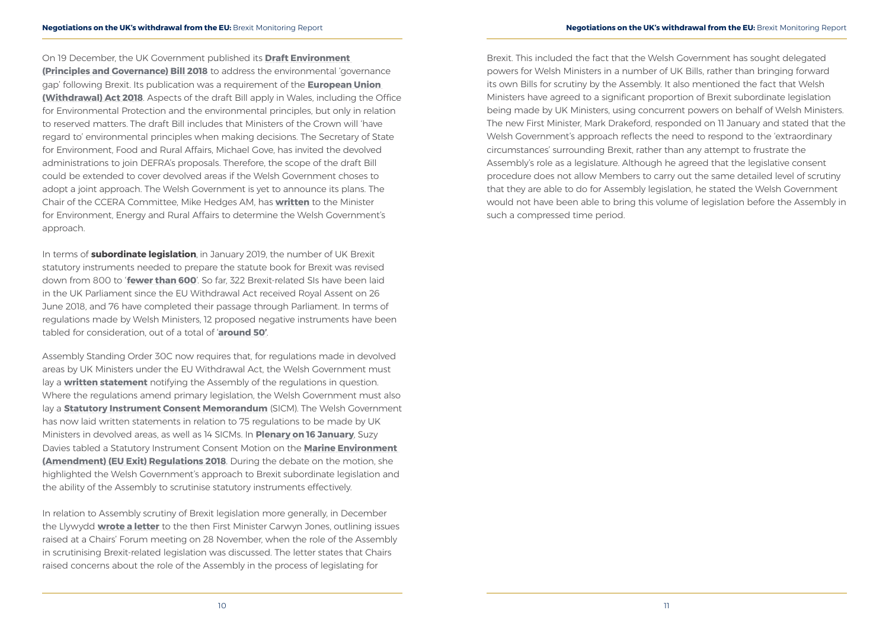On 19 December, the UK Government published its **Draft Environment (Principles and Governance) Bill 2018** to address the environmental 'governance gap' following Brexit. Its publication was a requirement of the **European Union (Withdrawal) Act 2018**. Aspects of the draft Bill apply in Wales, including the Office for Environmental Protection and the environmental principles, but only in relation to reserved matters. The draft Bill includes that Ministers of the Crown will 'have regard to' environmental principles when making decisions. The Secretary of State for Environment, Food and Rural Affairs, Michael Gove, has invited the devolved administrations to join DEFRA's proposals. Therefore, the scope of the draft Bill could be extended to cover devolved areas if the Welsh Government choses to adopt a joint approach. The Welsh Government is yet to announce its plans. The Chair of the CCERA Committee, Mike Hedges AM, has **written** to the Minister for Environment, Energy and Rural Affairs to determine the Welsh Government's approach.

In terms of **subordinate legislation**, in January 2019, the number of UK Brexit statutory instruments needed to prepare the statute book for Brexit was revised down from 800 to '**fewer than 600**'. So far, 322 Brexit-related SIs have been laid in the UK Parliament since the EU Withdrawal Act received Royal Assent on 26 June 2018, and 76 have completed their passage through Parliament. In terms of regulations made by Welsh Ministers, 12 proposed negative instruments have been tabled for consideration, out of a total of '**around 50'**.

Assembly Standing Order 30C now requires that, for regulations made in devolved areas by UK Ministers under the EU Withdrawal Act, the Welsh Government must lay a **written statement** notifying the Assembly of the regulations in question. Where the regulations amend primary legislation, the Welsh Government must also lay a **Statutory Instrument Consent Memorandum** (SICM). The Welsh Government has now laid written statements in relation to 75 regulations to be made by UK Ministers in devolved areas, as well as 14 SICMs. In **Plenary on 16 January**, Suzy Davies tabled a Statutory Instrument Consent Motion on the **Marine Environment (Amendment) (EU Exit) Regulations 2018**. During the debate on the motion, she highlighted the Welsh Government's approach to Brexit subordinate legislation and the ability of the Assembly to scrutinise statutory instruments effectively.

In relation to Assembly scrutiny of Brexit legislation more generally, in December the Llywydd **wrote a letter** to the then First Minister Carwyn Jones, outlining issues raised at a Chairs' Forum meeting on 28 November, when the role of the Assembly in scrutinising Brexit-related legislation was discussed. The letter states that Chairs raised concerns about the role of the Assembly in the process of legislating for Brexit. This included the fact that the Welsh Government has sought delegated powers for Welsh Ministers in a number of UK Bills, rather than bringing forward its own Bills for scrutiny by the Assembly. It also mentioned the fact that Welsh Ministers have agreed to a significant proportion of Brexit subordinate legislation being made by UK Ministers, using concurrent powers on behalf of Welsh Ministers. The new First Minister, Mark Drakeford, responded on 11 January and stated that the Welsh Government's approach reflects the need to respond to the 'extraordinary circumstances' surrounding Brexit, rather than any attempt to frustrate the Assembly's role as a legislature. Although he agreed that the legislative consent procedure does not allow Members to carry out the same detailed level of scrutiny that they are able to do for Assembly legislation, he stated the Welsh Government would not have been able to bring this volume of legislation before the Assembly in such a compressed time period.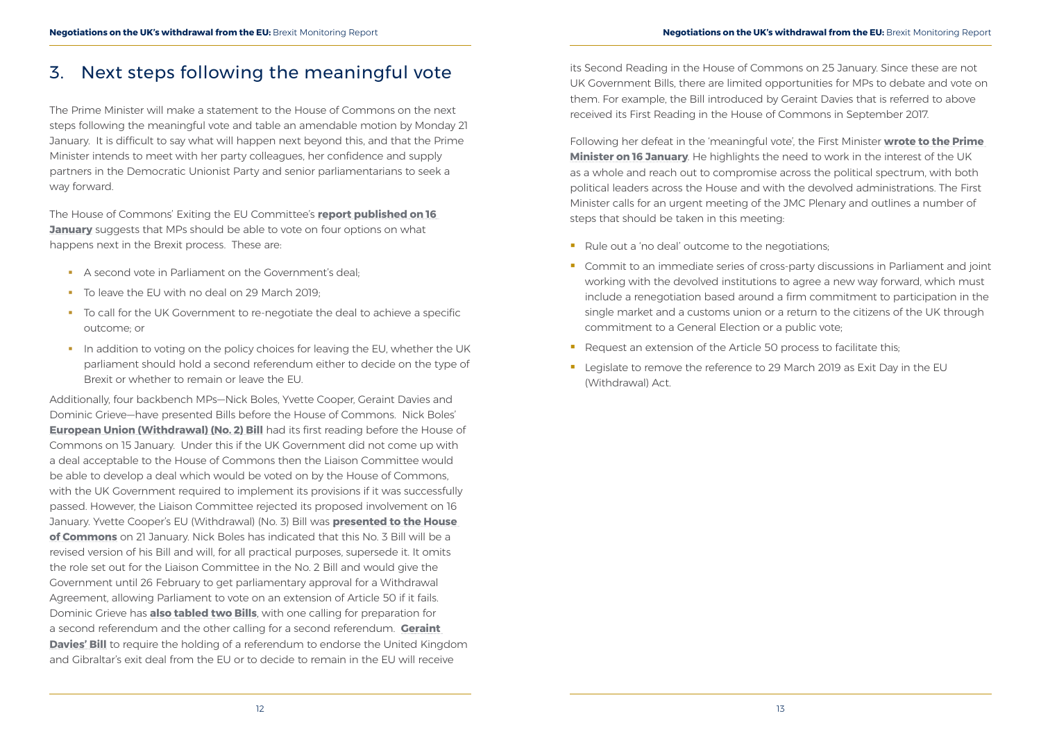## 3. Next steps following the meaningful vote

The Prime Minister will make a statement to the House of Commons on the next steps following the meaningful vote and table an amendable motion by Monday 21 January. It is difficult to say what will happen next beyond this, and that the Prime Minister intends to meet with her party colleagues, her confidence and supply partners in the Democratic Unionist Party and senior parliamentarians to seek a way forward.

The House of Commons' Exiting the EU Committee's **report published on 16 January** suggests that MPs should be able to vote on four options on what happens next in the Brexit process. These are:

- A second vote in Parliament on the Government's deal;
- To leave the EU with no deal on 29 March 2019;
- To call for the UK Government to re-negotiate the deal to achieve a specific outcome; or
- In addition to voting on the policy choices for leaving the EU, whether the UK parliament should hold a second referendum either to decide on the type of Brexit or whether to remain or leave the EU.

Additionally, four backbench MPs—Nick Boles, Yvette Cooper, Geraint Davies and Dominic Grieve—have presented Bills before the House of Commons. Nick Boles' **European Union (Withdrawal) (No. 2) Bill** had its first reading before the House of Commons on 15 January. Under this if the UK Government did not come up with a deal acceptable to the House of Commons then the Liaison Committee would be able to develop a deal which would be voted on by the House of Commons, with the UK Government required to implement its provisions if it was successfully passed. However, the Liaison Committee rejected its proposed involvement on 16 January. Yvette Cooper's EU (Withdrawal) (No. 3) Bill was **presented to the House of Commons** on 21 January. Nick Boles has indicated that this No. 3 Bill will be a revised version of his Bill and will, for all practical purposes, supersede it. It omits the role set out for the Liaison Committee in the No. 2 Bill and would give the Government until 26 February to get parliamentary approval for a Withdrawal Agreement, allowing Parliament to vote on an extension of Article 50 if it fails. Dominic Grieve has **also tabled two Bills**, with one calling for preparation for a second referendum and the other calling for a second referendum. **Geraint Davies' Bill** to require the holding of a referendum to endorse the United Kingdom and Gibraltar's exit deal from the EU or to decide to remain in the EU will receive its Second Reading in the House of Commons on 25 January. Since these are not UK Government Bills, there are limited opportunities for MPs to debate and vote on them. For example, the Bill introduced by Geraint Davies that is referred to above received its First Reading in the House of Commons in September 2017.

Following her defeat in the 'meaningful vote', the First Minister **wrote to the Prime Minister on 16 January**. He highlights the need to work in the interest of the UK as a whole and reach out to compromise across the political spectrum, with both political leaders across the House and with the devolved administrations. The First Minister calls for an urgent meeting of the JMC Plenary and outlines a number of steps that should be taken in this meeting:

- Rule out a 'no deal' outcome to the negotiations;
- Commit to an immediate series of cross-party discussions in Parliament and joint working with the devolved institutions to agree a new way forward, which must include a renegotiation based around a firm commitment to participation in the single market and a customs union or a return to the citizens of the UK through commitment to a General Election or a public vote;
- Request an extension of the Article 50 process to facilitate this;
- Legislate to remove the reference to 29 March 2019 as Exit Day in the EU (Withdrawal) Act.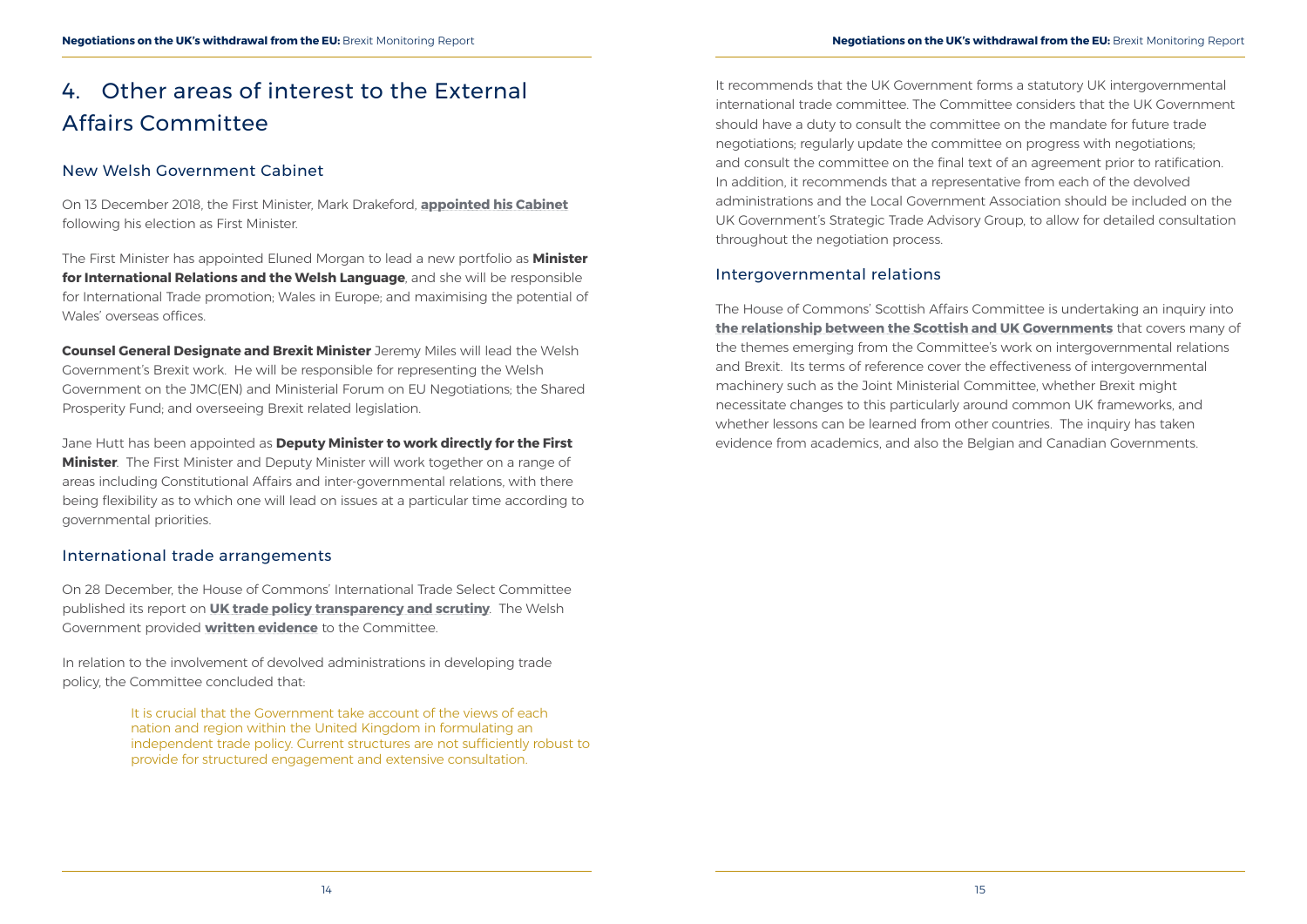# 4. Other areas of interest to the External Affairs Committee

## New Welsh Government Cabinet

On 13 December 2018, the First Minister, Mark Drakeford, **appointed his Cabinet** following his election as First Minister.

The First Minister has appointed Eluned Morgan to lead a new portfolio as **Minister for International Relations and the Welsh Language**, and she will be responsible for International Trade promotion; Wales in Europe; and maximising the potential of Wales' overseas offices.

**Counsel General Designate and Brexit Minister** Jeremy Miles will lead the Welsh Government's Brexit work. He will be responsible for representing the Welsh Government on the JMC(EN) and Ministerial Forum on EU Negotiations; the Shared Prosperity Fund; and overseeing Brexit related legislation.

Jane Hutt has been appointed as **Deputy Minister to work directly for the First Minister**. The First Minister and Deputy Minister will work together on a range of areas including Constitutional Affairs and inter-governmental relations, with there being flexibility as to which one will lead on issues at a particular time according to governmental priorities.

## International trade arrangements

On 28 December, the House of Commons' International Trade Select Committee published its report on **UK trade policy transparency and scrutiny**. The Welsh Government provided **written evidence** to the Committee.

In relation to the involvement of devolved administrations in developing trade policy, the Committee concluded that:

> It is crucial that the Government take account of the views of each nation and region within the United Kingdom in formulating an independent trade policy. Current structures are not sufficiently robust to provide for structured engagement and extensive consultation.

It recommends that the UK Government forms a statutory UK intergovernmental international trade committee. The Committee considers that the UK Government should have a duty to consult the committee on the mandate for future trade negotiations; regularly update the committee on progress with negotiations; and consult the committee on the final text of an agreement prior to ratification. In addition, it recommends that a representative from each of the devolved administrations and the Local Government Association should be included on the UK Government's Strategic Trade Advisory Group, to allow for detailed consultation throughout the negotiation process.

## Intergovernmental relations

The House of Commons' Scottish Affairs Committee is undertaking an inquiry into **the relationship between the Scottish and UK Governments** that covers many of the themes emerging from the Committee's work on intergovernmental relations and Brexit. Its terms of reference cover the effectiveness of intergovernmental machinery such as the Joint Ministerial Committee, whether Brexit might necessitate changes to this particularly around common UK frameworks, and whether lessons can be learned from other countries. The inquiry has taken evidence from academics, and also the Belgian and Canadian Governments.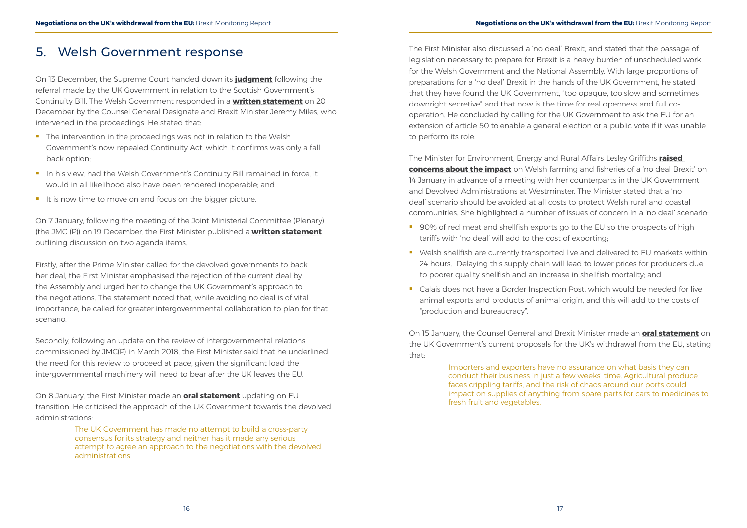## 5. Welsh Government response

On 13 December, the Supreme Court handed down its **judgment** following the referral made by the UK Government in relation to the Scottish Government's Continuity Bill. The Welsh Government responded in a **written statement** on 20 December by the Counsel General Designate and Brexit Minister Jeremy Miles, who intervened in the proceedings. He stated that:

- The intervention in the proceedings was not in relation to the Welsh Government's now-repealed Continuity Act, which it confirms was only a fall back option;
- In his view, had the Welsh Government's Continuity Bill remained in force, it would in all likelihood also have been rendered inoperable; and
- It is now time to move on and focus on the bigger picture.

On 7 January, following the meeting of the Joint Ministerial Committee (Plenary) (the JMC (P)) on 19 December, the First Minister published a **written statement** outlining discussion on two agenda items.

Firstly, after the Prime Minister called for the devolved governments to back her deal, the First Minister emphasised the rejection of the current deal by the Assembly and urged her to change the UK Government's approach to the negotiations. The statement noted that, while avoiding no deal is of vital importance, he called for greater intergovernmental collaboration to plan for that scenario.

Secondly, following an update on the review of intergovernmental relations commissioned by JMC(P) in March 2018, the First Minister said that he underlined the need for this review to proceed at pace, given the significant load the intergovernmental machinery will need to bear after the UK leaves the EU.

On 8 January, the First Minister made an **oral statement** updating on EU transition. He criticised the approach of the UK Government towards the devolved administrations:

> The UK Government has made no attempt to build a cross-party consensus for its strategy and neither has it made any serious attempt to agree an approach to the negotiations with the devolved administrations.

The First Minister also discussed a 'no deal' Brexit, and stated that the passage of legislation necessary to prepare for Brexit is a heavy burden of unscheduled work for the Welsh Government and the National Assembly. With large proportions of preparations for a 'no deal' Brexit in the hands of the UK Government, he stated that they have found the UK Government, "too opaque, too slow and sometimes downright secretive" and that now is the time for real openness and full co-operation. He concluded by calling for the UK Government to ask the EU for an extension of article 50 to enable a general election or a public vote if it was unable to perform its role.

The Minister for Environment, Energy and Rural Affairs Lesley Griffiths **raised concerns about the impact** on Welsh farming and fisheries of a 'no deal Brexit' on 14 January in advance of a meeting with her counterparts in the UK Government and Devolved Administrations at Westminster. The Minister stated that a 'no deal' scenario should be avoided at all costs to protect Welsh rural and coastal communities. She highlighted a number of issues of concern in a 'no deal' scenario:

- 90% of red meat and shellfish exports go to the EU so the prospects of high tariffs with 'no deal' will add to the cost of exporting;
- Welsh shellfish are currently transported live and delivered to EU markets within 24 hours. Delaying this supply chain will lead to lower prices for producers due to poorer quality shellfish and an increase in shellfish mortality; and
- Calais does not have a Border Inspection Post, which would be needed for live animal exports and products of animal origin, and this will add to the costs of "production and bureaucracy".

On 15 January, the Counsel General and Brexit Minister made an **oral statement** on the UK Government's current proposals for the UK's withdrawal from the EU, stating that:

> Importers and exporters have no assurance on what basis they can conduct their business in just a few weeks' time. Agricultural produce faces crippling tariffs, and the risk of chaos around our ports could impact on supplies of anything from spare parts for cars to medicines to fresh fruit and vegetables.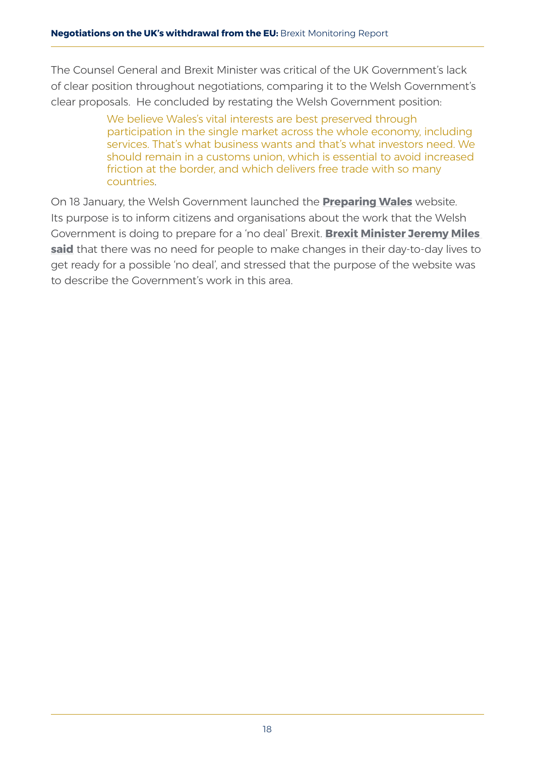The Counsel General and Brexit Minister was critical of the UK Government's lack of clear position throughout negotiations, comparing it to the Welsh Government's clear proposals. He concluded by restating the Welsh Government position:

> We believe Wales's vital interests are best preserved through participation in the single market across the whole economy, including services. That's what business wants and that's what investors need. We should remain in a customs union, which is essential to avoid increased friction at the border, and which delivers free trade with so many countries.

On 18 January, the Welsh Government launched the **Preparing Wales** website. Its purpose is to inform citizens and organisations about the work that the Welsh Government is doing to prepare for a 'no deal' Brexit. **Brexit Minister Jeremy Miles said** that there was no need for people to make changes in their day-to-day lives to get ready for a possible 'no deal', and stressed that the purpose of the website was to describe the Government's work in this area.